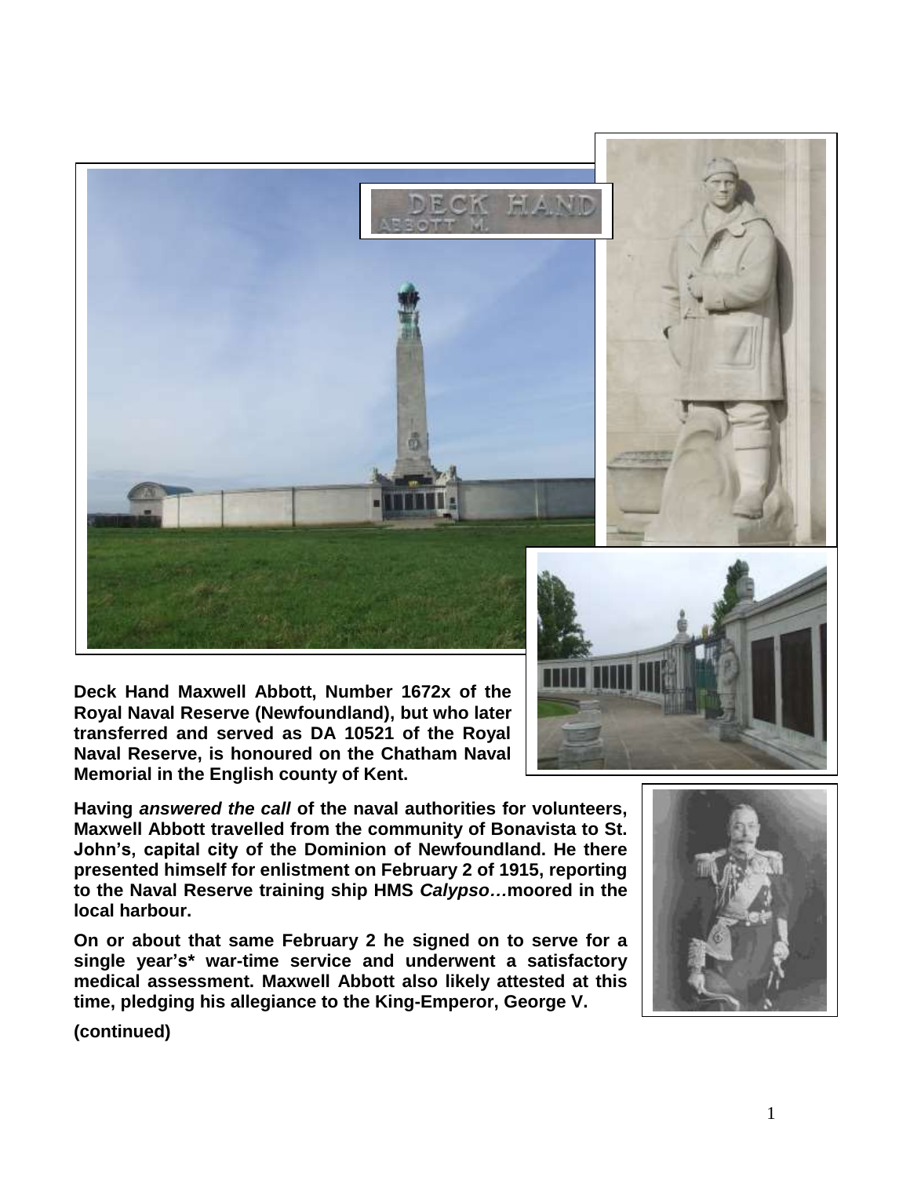**Deck Hand Maxwell Abbott, Number 1672x of the Royal Naval Reserve (Newfoundland), but who later transferred and served as DA 10521 of the Royal Naval Reserve, is honoured on the Chatham Naval Memorial in the English county of Kent.**

**Having *answered the call* of the naval authorities for volunteers, Maxwell Abbott travelled from the community of Bonavista to St. John's, capital city of the Dominion of Newfoundland. He there presented himself for enlistment on February 2 of 1915, reporting to the Naval Reserve training ship HMS *Calypso*…moored in the local harbour.**

**On or about that same February 2 he signed on to serve for a single year's* war-time service and underwent a satisfactory medical assessment. Maxwell Abbott also likely attested at this time, pledging his allegiance to the King-Emperor, George V.**

**(continued)**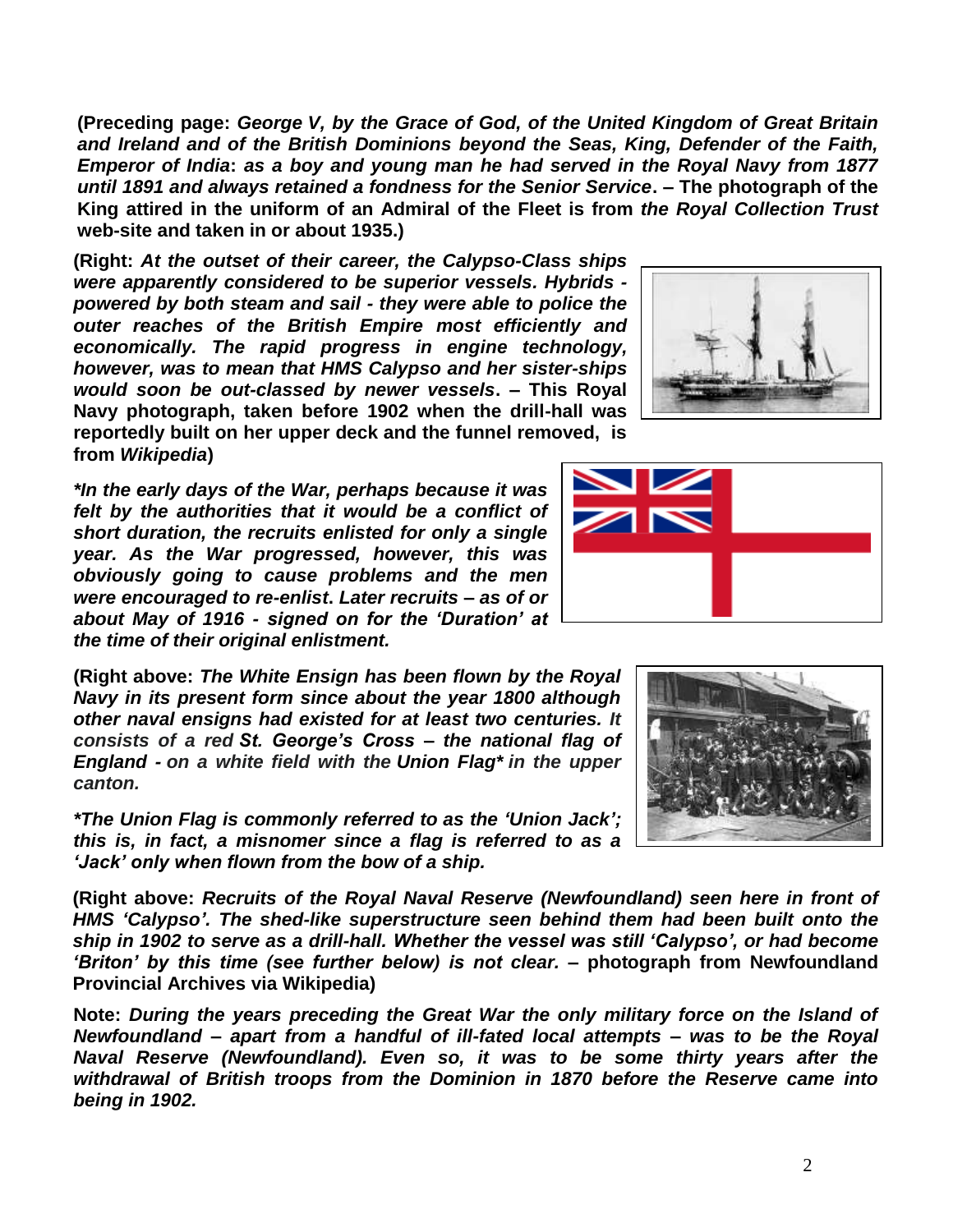**(Preceding page:** ***George V, by the Grace of God, of the United Kingdom of Great Britain and Ireland and of the British Dominions beyond the Seas, King, Defender of the Faith, Emperor of India*****:** ***as a boy and young man he had served in the Royal Navy from 1877 until 1891 and always retained a fondness for the Senior Service*****. – The photograph of the King attired in the uniform of an Admiral of the Fleet is from** ***the Royal Collection Trust*** **web-site and taken in or about 1935.)**

**(Right:** ***At the outset of their career, the Calypso-Class ships were apparently considered to be superior vessels. Hybrids - powered by both steam and sail - they were able to police the outer reaches of the British Empire most efficiently and economically. The rapid progress in engine technology, however, was to mean that HMS Calypso and her sister-ships would soon be out-classed by newer vessels*****. – This Royal Navy photograph, taken before 1902 when the drill-hall was reportedly built on her upper deck and the funnel removed, is from** ***Wikipedia*****)**

***\*In the early days of the War, perhaps because it was felt by the authorities that it would be a conflict of short duration, the recruits enlisted for only a single year. As the War progressed, however, this was obviously going to cause problems and the men were encouraged to re-enlist*****.** ***Later recruits – as of or about May of 1916 - signed on for the 'Duration' at the time of their original enlistment.***

**(Right above:** ***The White Ensign has been flown by the Royal Navy in its present form since about the year 1800 although other naval ensigns had existed for at least two centuries. It consists of a red St. George's Cross – the national flag of England - on a white field with the Union Flag\* in the upper canton.***

***\*The Union Flag is commonly referred to as the 'Union Jack'; this is, in fact, a misnomer since a flag is referred to as a 'Jack' only when flown from the bow of a ship.***

**(Right above:** ***Recruits of the Royal Naval Reserve (Newfoundland) seen here in front of HMS 'Calypso'. The shed-like superstructure seen behind them had been built onto the ship in 1902 to serve as a drill-hall. Whether the vessel was still 'Calypso', or had become 'Briton' by this time (see further below) is not clear.*** **– photograph from Newfoundland Provincial Archives via Wikipedia)**

**Note:** ***During the years preceding the Great War the only military force on the Island of Newfoundland – apart from a handful of ill-fated local attempts – was to be the Royal Naval Reserve (Newfoundland). Even so, it was to be some thirty years after the withdrawal of British troops from the Dominion in 1870 before the Reserve came into being in 1902.***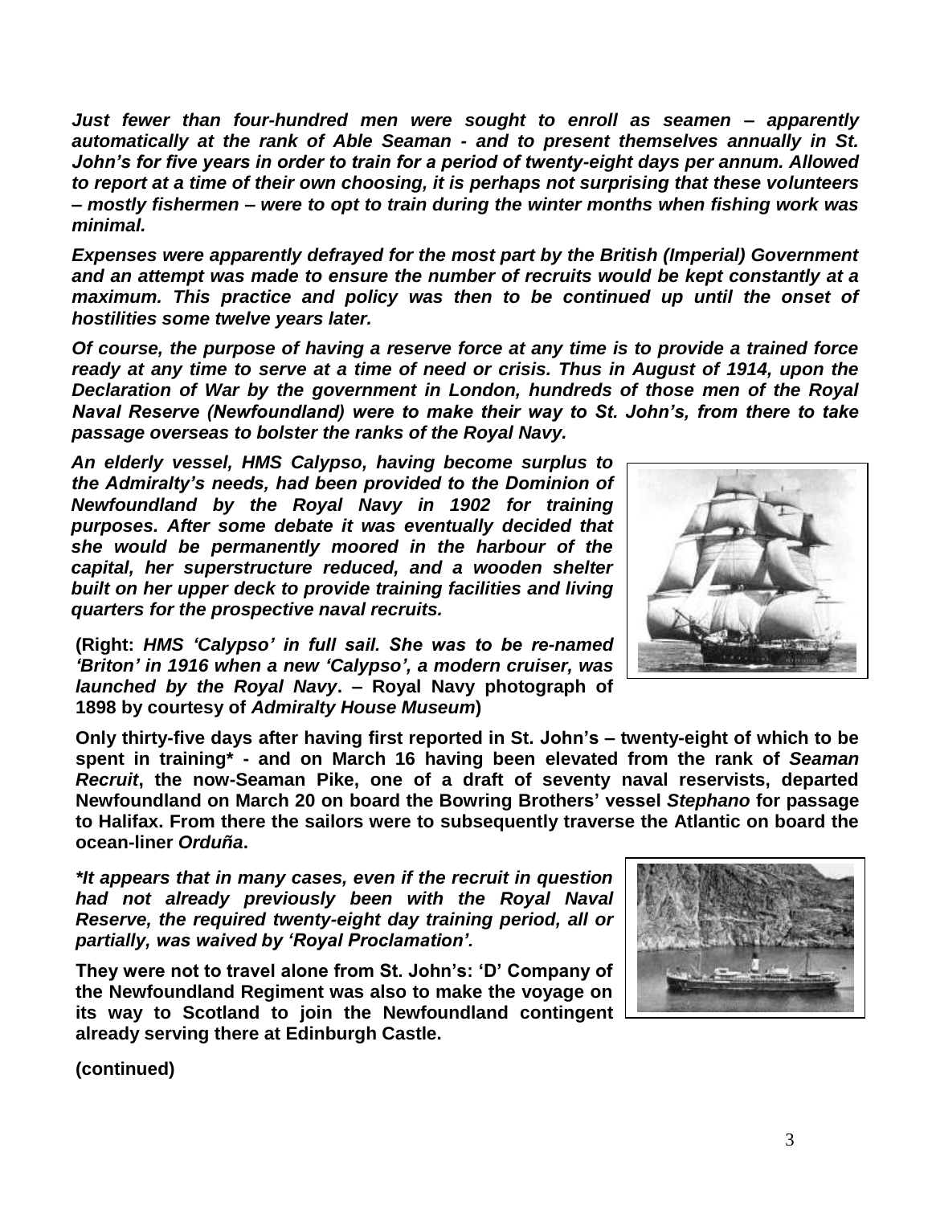***Just fewer than four-hundred men were sought to enroll as seamen – apparently automatically at the rank of Able Seaman - and to present themselves annually in St. John's for five years in order to train for a period of twenty-eight days per annum. Allowed to report at a time of their own choosing, it is perhaps not surprising that these volunteers – mostly fishermen – were to opt to train during the winter months when fishing work was minimal.***

***Expenses were apparently defrayed for the most part by the British (Imperial) Government and an attempt was made to ensure the number of recruits would be kept constantly at a maximum. This practice and policy was then to be continued up until the onset of hostilities some twelve years later.***

***Of course, the purpose of having a reserve force at any time is to provide a trained force ready at any time to serve at a time of need or crisis. Thus in August of 1914, upon the Declaration of War by the government in London, hundreds of those men of the Royal Naval Reserve (Newfoundland) were to make their way to St. John's, from there to take passage overseas to bolster the ranks of the Royal Navy.***

***An elderly vessel, HMS Calypso, having become surplus to the Admiralty's needs, had been provided to the Dominion of Newfoundland by the Royal Navy in 1902 for training purposes. After some debate it was eventually decided that she would be permanently moored in the harbour of the capital, her superstructure reduced, and a wooden shelter built on her upper deck to provide training facilities and living quarters for the prospective naval recruits.***

**(Right:** ***HMS 'Calypso' in full sail. She was to be re-named 'Briton' in 1916 when a new 'Calypso', a modern cruiser, was launched by the Royal Navy*****. – Royal Navy photograph of 1898 by courtesy of** ***Admiralty House Museum*****)**

**Only thirty-five days after having first reported in St. John's – twenty-eight of which to be spent in training\* - and on March 16 having been elevated from the rank of *Seaman Recruit*, the now-Seaman Pike, one of a draft of seventy naval reservists, departed Newfoundland on March 20 on board the Bowring Brothers' vessel *Stephano* for passage to Halifax. From there the sailors were to subsequently traverse the Atlantic on board the ocean-liner *Orduña*.**

***\*It appears that in many cases, even if the recruit in question had not already previously been with the Royal Naval Reserve, the required twenty-eight day training period, all or partially, was waived by 'Royal Proclamation'.***

**They were not to travel alone from St. John's: 'D' Company of the Newfoundland Regiment was also to make the voyage on its way to Scotland to join the Newfoundland contingent already serving there at Edinburgh Castle.**

**(continued)**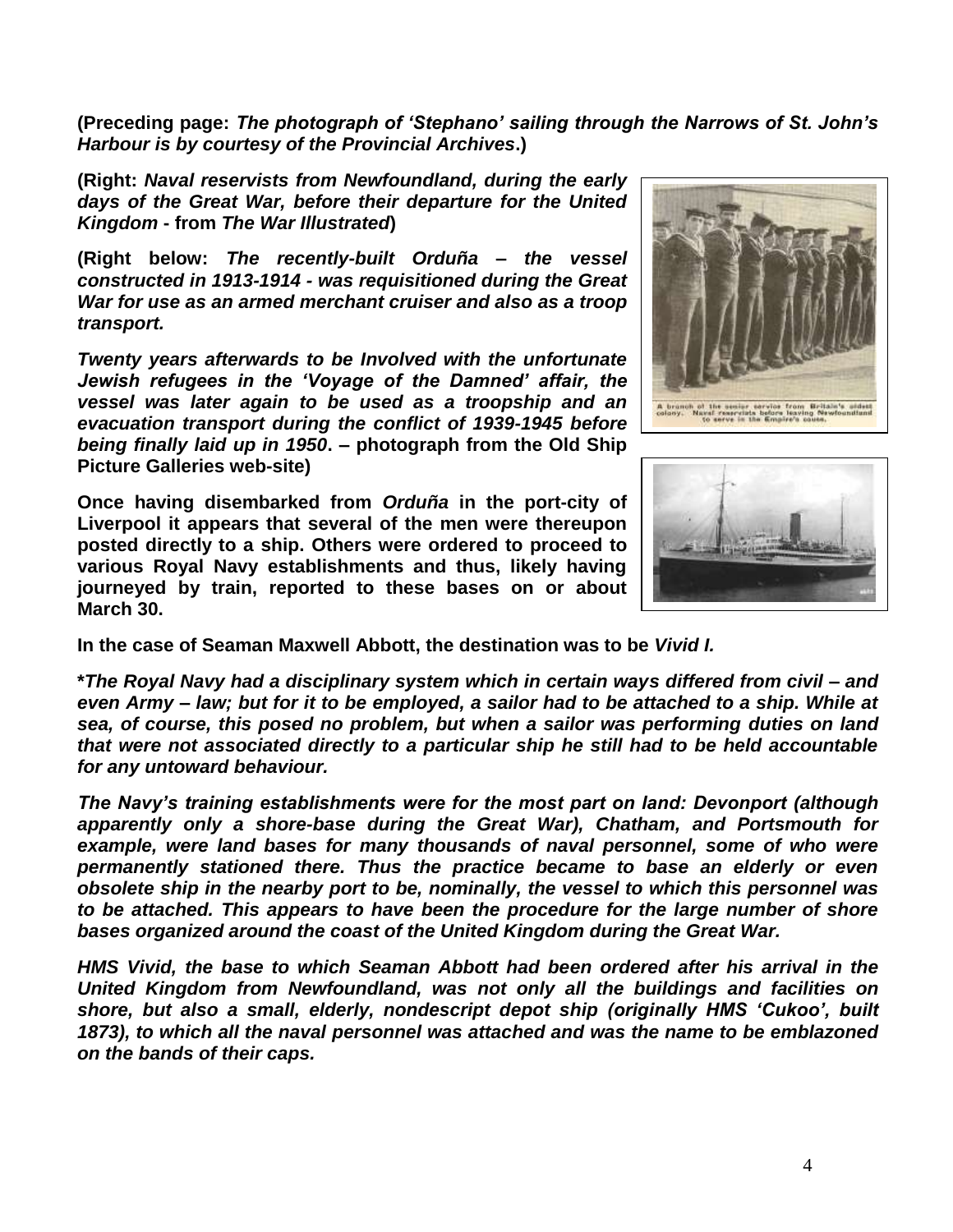**(Preceding page:** ***The photograph of 'Stephano' sailing through the Narrows of St. John's Harbour is by courtesy of the Provincial Archives*****.)**

**(Right:** ***Naval reservists from Newfoundland, during the early days of the Great War, before their departure for the United Kingdom*** **- from** ***The War Illustrated*****)**

**(Right below:** ***The recently-built Orduña – the vessel constructed in 1913-1914 - was requisitioned during the Great War for use as an armed merchant cruiser and also as a troop transport.***

***Twenty years afterwards to be Involved with the unfortunate Jewish refugees in the 'Voyage of the Damned' affair, the vessel was later again to be used as a troopship and an evacuation transport during the conflict of 1939-1945 before being finally laid up in 1950*****. – photograph from the Old Ship Picture Galleries web-site)**

**Once having disembarked from** ***Orduña*** **in the port-city of Liverpool it appears that several of the men were thereupon posted directly to a ship. Others were ordered to proceed to various Royal Navy establishments and thus, likely having journeyed by train, reported to these bases on or about March 30.**

**In the case of Seaman Maxwell Abbott, the destination was to be** ***Vivid I.***

***\*The Royal Navy had a disciplinary system which in certain ways differed from civil – and even Army – law; but for it to be employed, a sailor had to be attached to a ship. While at sea, of course, this posed no problem, but when a sailor was performing duties on land that were not associated directly to a particular ship he still had to be held accountable for any untoward behaviour.***

***The Navy's training establishments were for the most part on land: Devonport (although apparently only a shore-base during the Great War), Chatham, and Portsmouth for example, were land bases for many thousands of naval personnel, some of who were permanently stationed there. Thus the practice became to base an elderly or even obsolete ship in the nearby port to be, nominally, the vessel to which this personnel was to be attached. This appears to have been the procedure for the large number of shore bases organized around the coast of the United Kingdom during the Great War.***

***HMS Vivid, the base to which Seaman Abbott had been ordered after his arrival in the United Kingdom from Newfoundland, was not only all the buildings and facilities on shore, but also a small, elderly, nondescript depot ship (originally HMS 'Cukoo', built 1873), to which all the naval personnel was attached and was the name to be emblazoned on the bands of their caps.***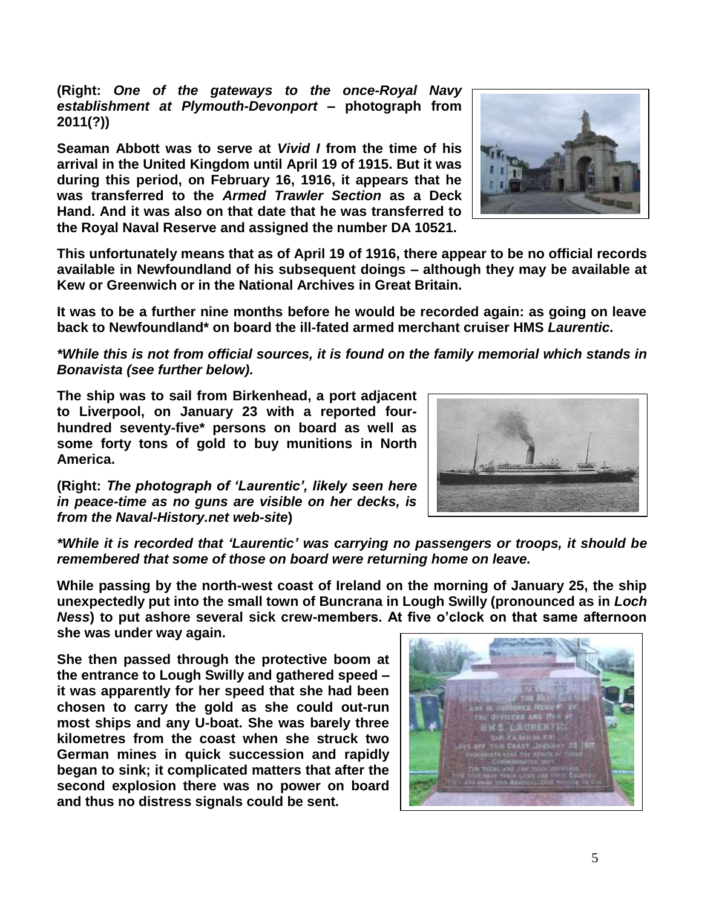**(Right:** ***One of the gateways to the once-Royal Navy establishment at Plymouth-Devonport*** **– photograph from 2011(?))**

**Seaman Abbott was to serve at** ***Vivid I*** **from the time of his arrival in the United Kingdom until April 19 of 1915. But it was during this period, on February 16, 1916, it appears that he was transferred to the** ***Armed Trawler Section*** **as a Deck Hand. And it was also on that date that he was transferred to the Royal Naval Reserve and assigned the number DA 10521.**

**This unfortunately means that as of April 19 of 1916, there appear to be no official records available in Newfoundland of his subsequent doings – although they may be available at Kew or Greenwich or in the National Archives in Great Britain.**

**It was to be a further nine months before he would be recorded again: as going on leave back to Newfoundland* on board the ill-fated armed merchant cruiser HMS** ***Laurentic*****.**

***\*While this is not from official sources, it is found on the family memorial which stands in Bonavista (see further below).***

**The ship was to sail from Birkenhead, a port adjacent to Liverpool, on January 23 with a reported four-hundred seventy-five* persons on board as well as some forty tons of gold to buy munitions in North America.**

**(Right:** ***The photograph of 'Laurentic', likely seen here in peace-time as no guns are visible on her decks, is from the Naval-History.net web-site*****)**

***\*While it is recorded that 'Laurentic' was carrying no passengers or troops, it should be remembered that some of those on board were returning home on leave.***

**While passing by the north-west coast of Ireland on the morning of January 25, the ship unexpectedly put into the small town of Buncrana in Lough Swilly (pronounced as in** ***Loch Ness*****) to put ashore several sick crew-members. At five o'clock on that same afternoon she was under way again.**

**She then passed through the protective boom at the entrance to Lough Swilly and gathered speed – it was apparently for her speed that she had been chosen to carry the gold as she could out-run most ships and any U-boat. She was barely three kilometres from the coast when she struck two German mines in quick succession and rapidly began to sink; it complicated matters that after the second explosion there was no power on board and thus no distress signals could be sent.**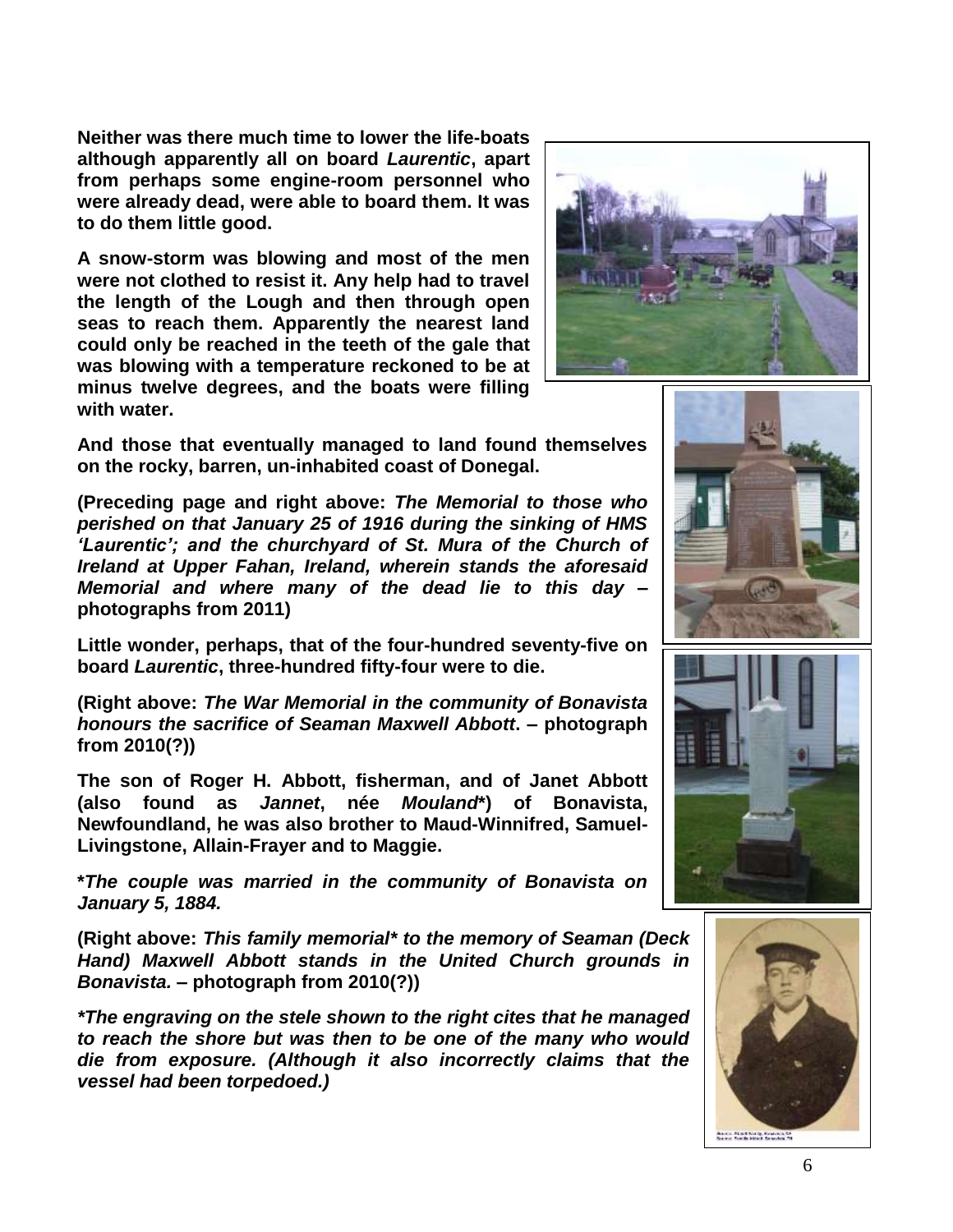**Neither was there much time to lower the life-boats although apparently all on board *Laurentic*, apart from perhaps some engine-room personnel who were already dead, were able to board them. It was to do them little good.**

**A snow-storm was blowing and most of the men were not clothed to resist it. Any help had to travel the length of the Lough and then through open seas to reach them. Apparently the nearest land could only be reached in the teeth of the gale that was blowing with a temperature reckoned to be at minus twelve degrees, and the boats were filling with water.**

**And those that eventually managed to land found themselves on the rocky, barren, un-inhabited coast of Donegal.**

**(Preceding page and right above: *The Memorial to those who perished on that January 25 of 1916 during the sinking of HMS 'Laurentic'; and the churchyard of St. Mura of the Church of Ireland at Upper Fahan, Ireland, wherein stands the aforesaid Memorial and where many of the dead lie to this day* – photographs from 2011)**

**Little wonder, perhaps, that of the four-hundred seventy-five on board *Laurentic*, three-hundred fifty-four were to die.**

**(Right above: *The War Memorial in the community of Bonavista honours the sacrifice of Seaman Maxwell Abbott*. – photograph from 2010(?))**

**The son of Roger H. Abbott, fisherman, and of Janet Abbott (also found as *Jannet*, née *Mouland**) of Bonavista, Newfoundland, he was also brother to Maud-Winnifred, Samuel-Livingstone, Allain-Frayer and to Maggie.**

***The couple was married in the community of Bonavista on January 5, 1884.***

**(Right above: *This family memorial* to the memory of Seaman (Deck Hand) Maxwell Abbott stands in the United Church grounds in Bonavista.* – photograph from 2010(?))**

***\*The engraving on the stele shown to the right cites that he managed to reach the shore but was then to be one of the many who would die from exposure. (Although it also incorrectly claims that the vessel had been torpedoed.)***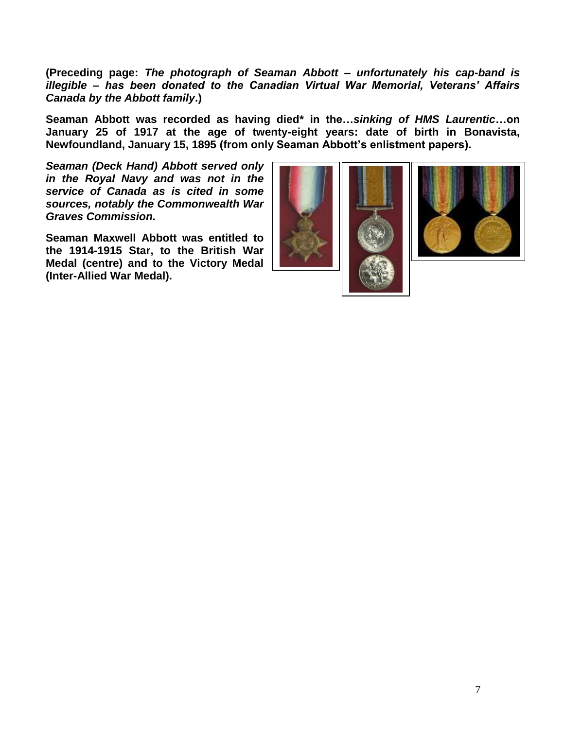**(Preceding page:** ***The photograph of Seaman Abbott – unfortunately his cap-band is illegible – has been donated to the Canadian Virtual War Memorial, Veterans' Affairs Canada by the Abbott family*****.)**

**Seaman Abbott was recorded as having died* in the…*****sinking of HMS Laurentic*****…on January 25 of 1917 at the age of twenty-eight years: date of birth in Bonavista, Newfoundland, January 15, 1895 (from only Seaman Abbott's enlistment papers).**

***Seaman (Deck Hand) Abbott served only in the Royal Navy and was not in the service of Canada as is cited in some sources, notably the Commonwealth War Graves Commission.***

**Seaman Maxwell Abbott was entitled to the 1914-1915 Star, to the British War Medal (centre) and to the Victory Medal (Inter-Allied War Medal).**